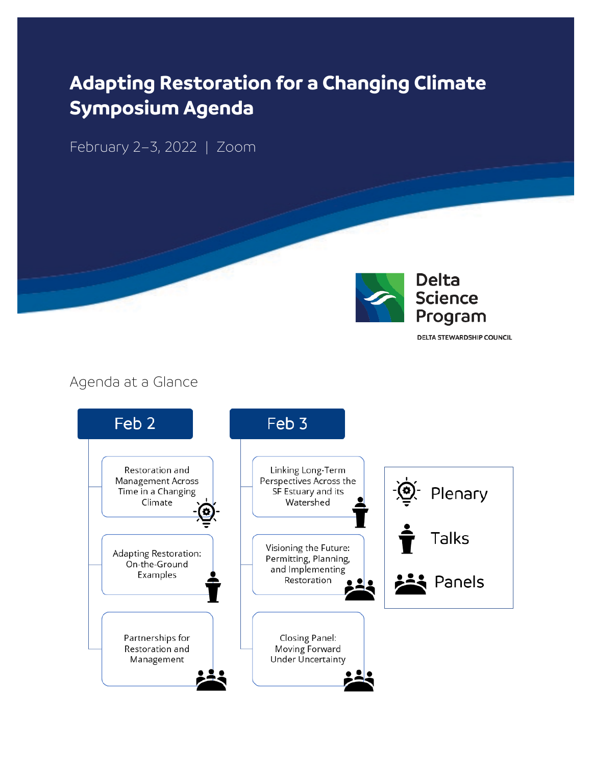# Adapting Restoration for a Changing Climate Symposium Agenda

February 2–3, 2022 | Zoom

Delta Science Program

DELTA STEWARDSHIP COUNCIL

## Agenda at a Glance

| Feb 2 | Feb 3 |
| --- | --- |
| Restoration and Management Across Time in a Changing Climate (Plenary) | Linking Long-Term Perspectives Across the SF Estuary and its Watershed (Talks) |
| Adapting Restoration: On-the-Ground Examples (Talks) | Visioning the Future: Permitting, Planning, and Implementing Restoration (Panels) |
| Partnerships for Restoration and Management (Panels) | Closing Panel: Moving Forward Under Uncertainty (Panels) |

Legend:

- Plenary
- Talks
- Panels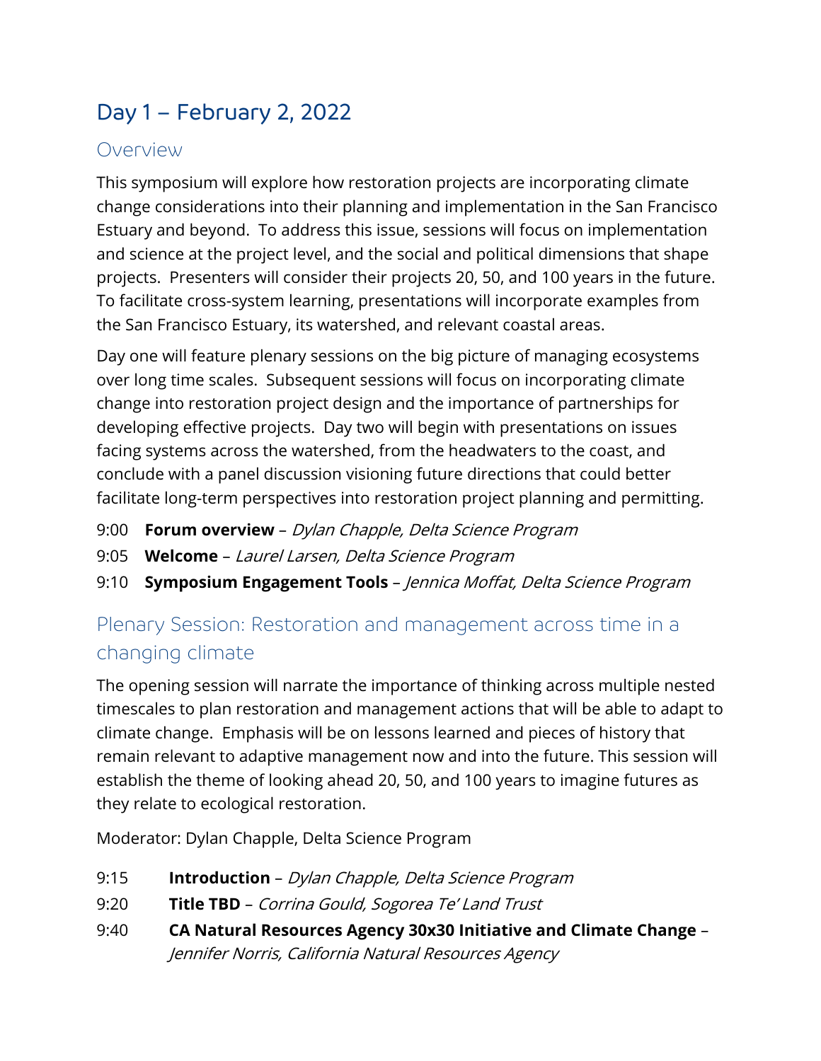# Day 1 – February 2, 2022

## Overview

This symposium will explore how restoration projects are incorporating climate change considerations into their planning and implementation in the San Francisco Estuary and beyond. To address this issue, sessions will focus on implementation and science at the project level, and the social and political dimensions that shape projects. Presenters will consider their projects 20, 50, and 100 years in the future. To facilitate cross-system learning, presentations will incorporate examples from the San Francisco Estuary, its watershed, and relevant coastal areas.

Day one will feature plenary sessions on the big picture of managing ecosystems over long time scales. Subsequent sessions will focus on incorporating climate change into restoration project design and the importance of partnerships for developing effective projects. Day two will begin with presentations on issues facing systems across the watershed, from the headwaters to the coast, and conclude with a panel discussion visioning future directions that could better facilitate long-term perspectives into restoration project planning and permitting.

9:00 **Forum overview** – *Dylan Chapple, Delta Science Program*

9:05 **Welcome** – *Laurel Larsen, Delta Science Program*

9:10 **Symposium Engagement Tools** – *Jennica Moffat, Delta Science Program*

## Plenary Session: Restoration and management across time in a changing climate

The opening session will narrate the importance of thinking across multiple nested timescales to plan restoration and management actions that will be able to adapt to climate change. Emphasis will be on lessons learned and pieces of history that remain relevant to adaptive management now and into the future. This session will establish the theme of looking ahead 20, 50, and 100 years to imagine futures as they relate to ecological restoration.

Moderator: Dylan Chapple, Delta Science Program

9:15 **Introduction** – *Dylan Chapple, Delta Science Program*

9:20 **Title TBD** – *Corrina Gould, Sogorea Te' Land Trust*

9:40 **CA Natural Resources Agency 30x30 Initiative and Climate Change** – *Jennifer Norris, California Natural Resources Agency*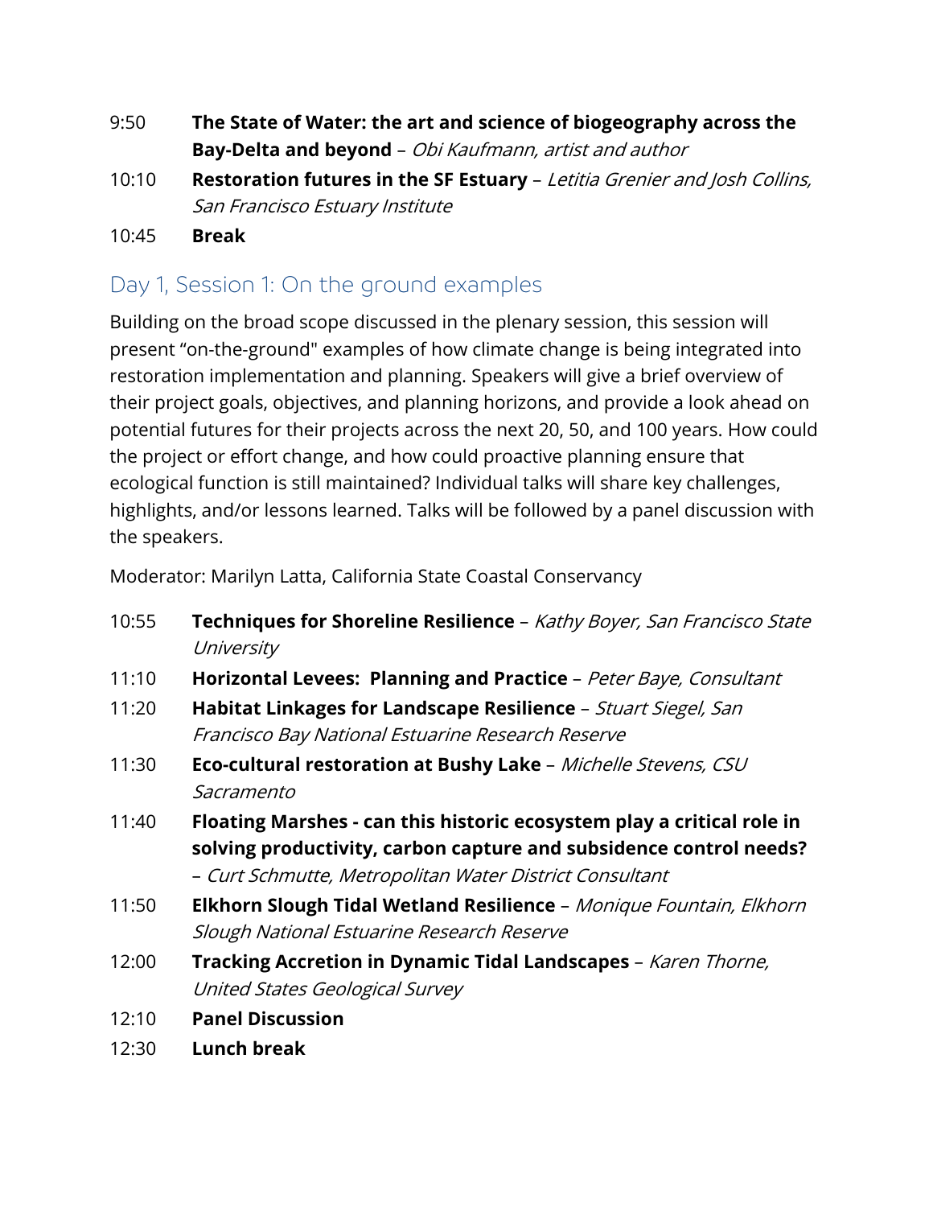9:50 **The State of Water: the art and science of biogeography across the Bay-Delta and beyond** – *Obi Kaufmann, artist and author*

10:10 **Restoration futures in the SF Estuary** – *Letitia Grenier and Josh Collins, San Francisco Estuary Institute*

10:45 **Break**

## Day 1, Session 1: On the ground examples

Building on the broad scope discussed in the plenary session, this session will present "on-the-ground" examples of how climate change is being integrated into restoration implementation and planning. Speakers will give a brief overview of their project goals, objectives, and planning horizons, and provide a look ahead on potential futures for their projects across the next 20, 50, and 100 years. How could the project or effort change, and how could proactive planning ensure that ecological function is still maintained? Individual talks will share key challenges, highlights, and/or lessons learned. Talks will be followed by a panel discussion with the speakers.

Moderator: Marilyn Latta, California State Coastal Conservancy

10:55 **Techniques for Shoreline Resilience** – *Kathy Boyer, San Francisco State University*

11:10 **Horizontal Levees: Planning and Practice** – *Peter Baye, Consultant*

11:20 **Habitat Linkages for Landscape Resilience** – *Stuart Siegel, San Francisco Bay National Estuarine Research Reserve*

11:30 **Eco-cultural restoration at Bushy Lake** – *Michelle Stevens, CSU Sacramento*

11:40 **Floating Marshes - can this historic ecosystem play a critical role in solving productivity, carbon capture and subsidence control needs?** – *Curt Schmutte, Metropolitan Water District Consultant*

11:50 **Elkhorn Slough Tidal Wetland Resilience** – *Monique Fountain, Elkhorn Slough National Estuarine Research Reserve*

12:00 **Tracking Accretion in Dynamic Tidal Landscapes** – *Karen Thorne, United States Geological Survey*

12:10 **Panel Discussion**

12:30 **Lunch break**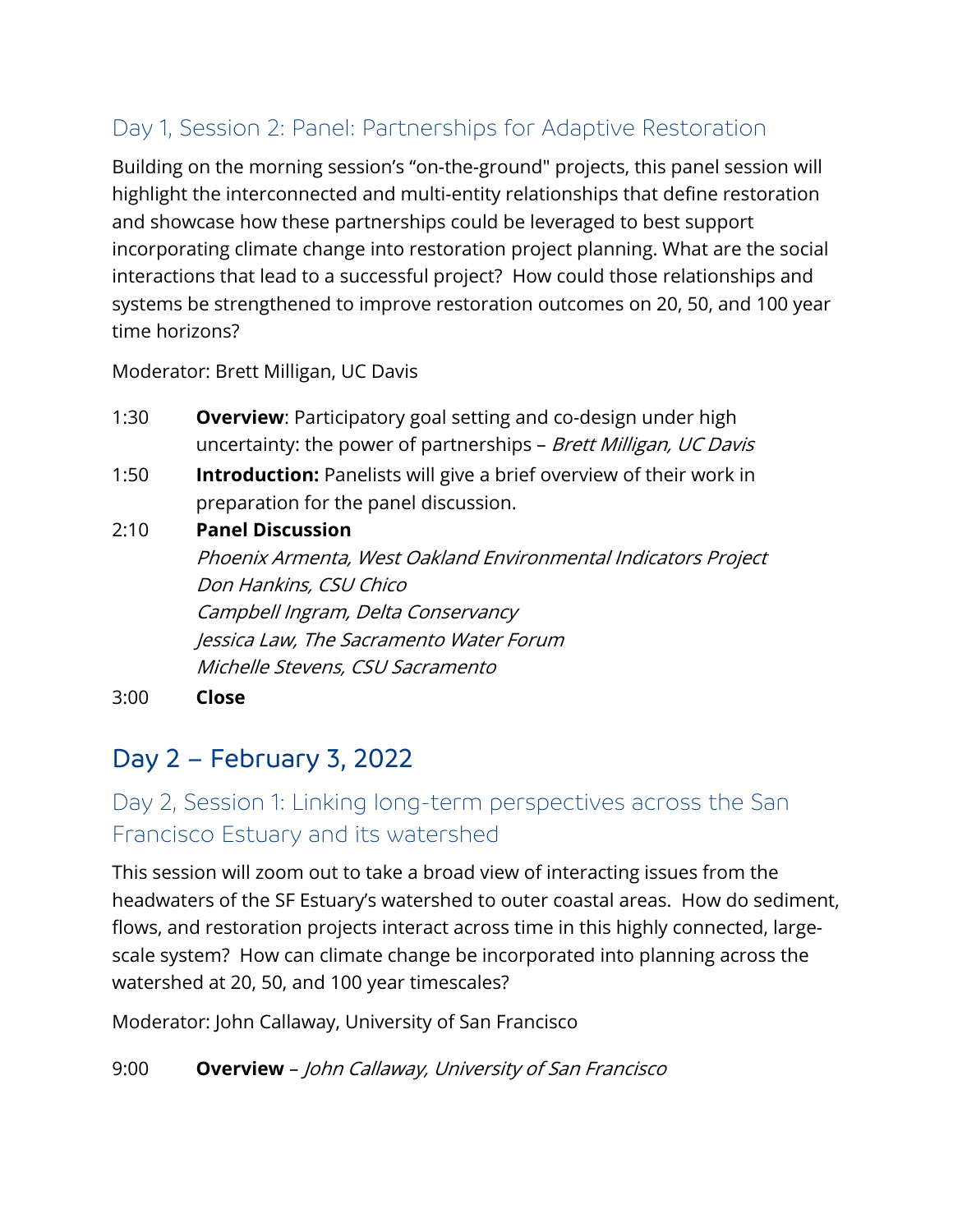### Day 1, Session 2: Panel: Partnerships for Adaptive Restoration

Building on the morning session's "on-the-ground" projects, this panel session will highlight the interconnected and multi-entity relationships that define restoration and showcase how these partnerships could be leveraged to best support incorporating climate change into restoration project planning. What are the social interactions that lead to a successful project? How could those relationships and systems be strengthened to improve restoration outcomes on 20, 50, and 100 year time horizons?

Moderator: Brett Milligan, UC Davis

1:30 **Overview**: Participatory goal setting and co-design under high uncertainty: the power of partnerships – *Brett Milligan, UC Davis*

1:50 **Introduction:** Panelists will give a brief overview of their work in preparation for the panel discussion.

2:10 **Panel Discussion**
*Phoenix Armenta, West Oakland Environmental Indicators Project*
*Don Hankins, CSU Chico*
*Campbell Ingram, Delta Conservancy*
*Jessica Law, The Sacramento Water Forum*
*Michelle Stevens, CSU Sacramento*

3:00 **Close**

## Day 2 – February 3, 2022

### Day 2, Session 1: Linking long-term perspectives across the San Francisco Estuary and its watershed

This session will zoom out to take a broad view of interacting issues from the headwaters of the SF Estuary's watershed to outer coastal areas. How do sediment, flows, and restoration projects interact across time in this highly connected, large-scale system? How can climate change be incorporated into planning across the watershed at 20, 50, and 100 year timescales?

Moderator: John Callaway, University of San Francisco

9:00 **Overview** – *John Callaway, University of San Francisco*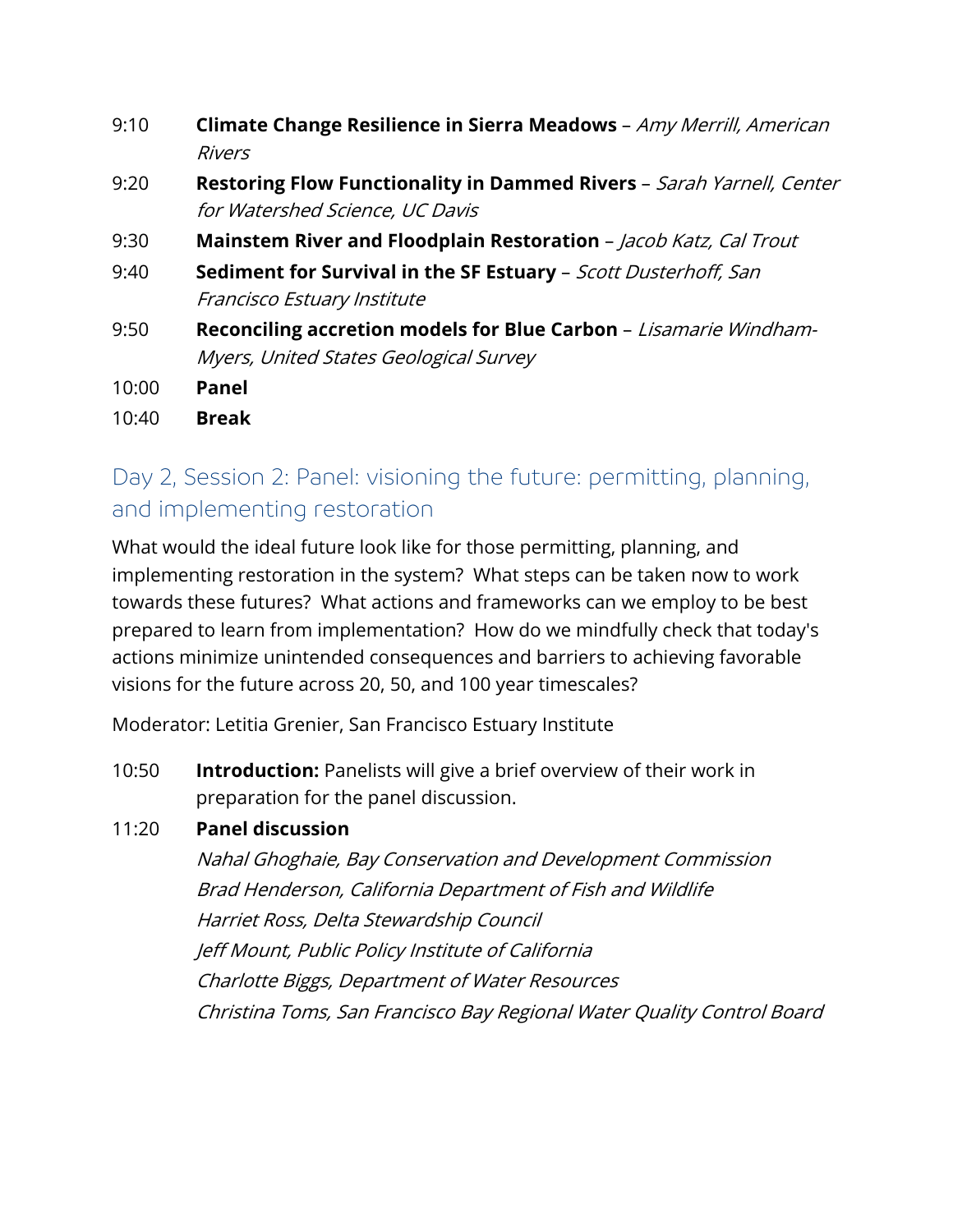9:10 **Climate Change Resilience in Sierra Meadows** – *Amy Merrill, American Rivers*

9:20 **Restoring Flow Functionality in Dammed Rivers** – *Sarah Yarnell, Center for Watershed Science, UC Davis*

9:30 **Mainstem River and Floodplain Restoration** – *Jacob Katz, Cal Trout*

9:40 **Sediment for Survival in the SF Estuary** – *Scott Dusterhoff, San Francisco Estuary Institute*

9:50 **Reconciling accretion models for Blue Carbon** – *Lisamarie Windham-Myers, United States Geological Survey*

10:00 **Panel**

10:40 **Break**

## Day 2, Session 2: Panel: visioning the future: permitting, planning, and implementing restoration

What would the ideal future look like for those permitting, planning, and implementing restoration in the system? What steps can be taken now to work towards these futures? What actions and frameworks can we employ to be best prepared to learn from implementation? How do we mindfully check that today's actions minimize unintended consequences and barriers to achieving favorable visions for the future across 20, 50, and 100 year timescales?

Moderator: Letitia Grenier, San Francisco Estuary Institute

10:50 **Introduction:** Panelists will give a brief overview of their work in preparation for the panel discussion.

11:20 **Panel discussion**

*Nahal Ghoghaie, Bay Conservation and Development Commission*
*Brad Henderson, California Department of Fish and Wildlife*
*Harriet Ross, Delta Stewardship Council*
*Jeff Mount, Public Policy Institute of California*
*Charlotte Biggs, Department of Water Resources*
*Christina Toms, San Francisco Bay Regional Water Quality Control Board*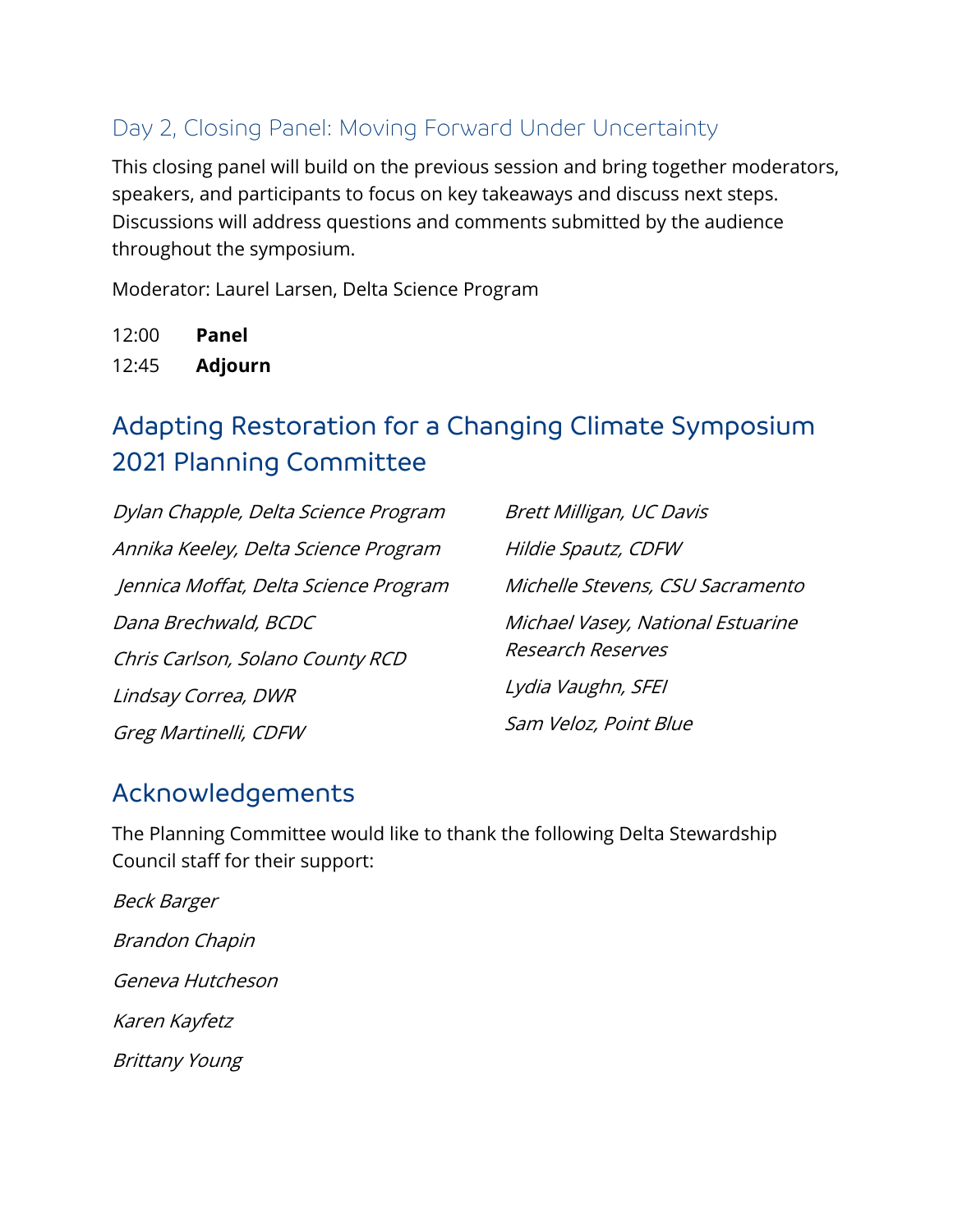### Day 2, Closing Panel: Moving Forward Under Uncertainty

This closing panel will build on the previous session and bring together moderators, speakers, and participants to focus on key takeaways and discuss next steps. Discussions will address questions and comments submitted by the audience throughout the symposium.

Moderator: Laurel Larsen, Delta Science Program

12:00 **Panel**

12:45 **Adjourn**

## Adapting Restoration for a Changing Climate Symposium 2021 Planning Committee

*Dylan Chapple, Delta Science Program*

*Annika Keeley, Delta Science Program*

*Jennica Moffat, Delta Science Program*

*Dana Brechwald, BCDC*

*Chris Carlson, Solano County RCD*

*Lindsay Correa, DWR*

*Greg Martinelli, CDFW*

*Brett Milligan, UC Davis*

*Hildie Spautz, CDFW*

*Michelle Stevens, CSU Sacramento*

*Michael Vasey, National Estuarine Research Reserves*

*Lydia Vaughn, SFEI*

*Sam Veloz, Point Blue*

## Acknowledgements

The Planning Committee would like to thank the following Delta Stewardship Council staff for their support:

*Beck Barger*

*Brandon Chapin*

*Geneva Hutcheson*

*Karen Kayfetz*

*Brittany Young*